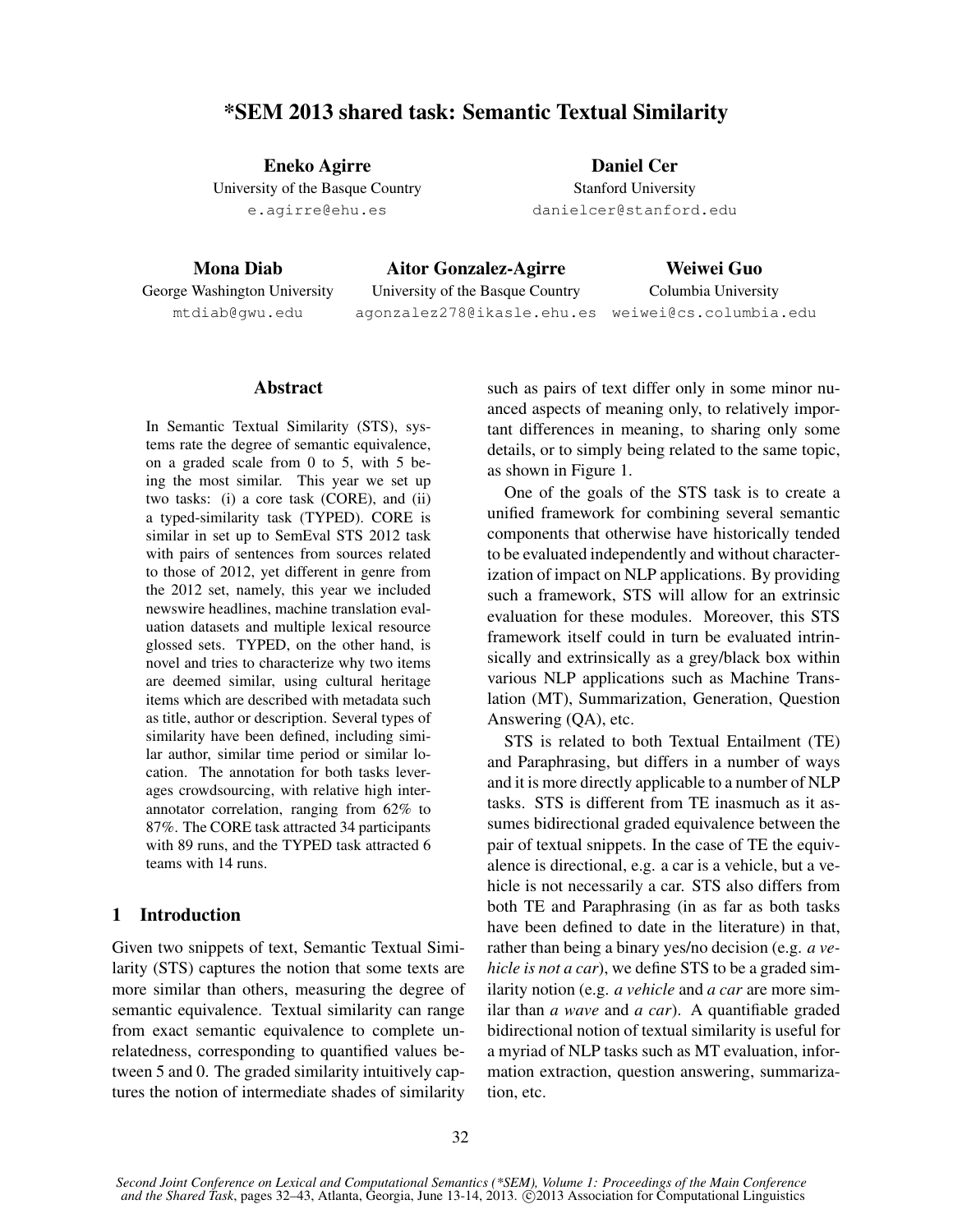# *SEM 2013 shared task: Semantic Textual Similarity

**Eneko Agirre**
University of the Basque Country
e.agirre@ehu.es

**Daniel Cer**
Stanford University
danielcer@stanford.edu

**Mona Diab**
George Washington University
mtdiab@gwu.edu

**Aitor Gonzalez-Agirre**
University of the Basque Country
agonzalez278@ikasle.ehu.es

**Weiwei Guo**
Columbia University
weiwei@cs.columbia.edu

## Abstract

In Semantic Textual Similarity (STS), systems rate the degree of semantic equivalence, on a graded scale from 0 to 5, with 5 being the most similar. This year we set up two tasks: (i) a core task (CORE), and (ii) a typed-similarity task (TYPED). CORE is similar in set up to SemEval STS 2012 task with pairs of sentences from sources related to those of 2012, yet different in genre from the 2012 set, namely, this year we included newswire headlines, machine translation evaluation datasets and multiple lexical resource glossed sets. TYPED, on the other hand, is novel and tries to characterize why two items are deemed similar, using cultural heritage items which are described with metadata such as title, author or description. Several types of similarity have been defined, including similar author, similar time period or similar location. The annotation for both tasks leverages crowdsourcing, with relative high inter-annotator correlation, ranging from 62% to 87%. The CORE task attracted 34 participants with 89 runs, and the TYPED task attracted 6 teams with 14 runs.

## 1 Introduction

Given two snippets of text, Semantic Textual Similarity (STS) captures the notion that some texts are more similar than others, measuring the degree of semantic equivalence. Textual similarity can range from exact semantic equivalence to complete unrelatedness, corresponding to quantified values between 5 and 0. The graded similarity intuitively captures the notion of intermediate shades of similarity such as pairs of text differ only in some minor nuanced aspects of meaning only, to relatively important differences in meaning, to sharing only some details, or to simply being related to the same topic, as shown in Figure 1.

One of the goals of the STS task is to create a unified framework for combining several semantic components that otherwise have historically tended to be evaluated independently and without characterization of impact on NLP applications. By providing such a framework, STS will allow for an extrinsic evaluation for these modules. Moreover, this STS framework itself could in turn be evaluated intrinsically and extrinsically as a grey/black box within various NLP applications such as Machine Translation (MT), Summarization, Generation, Question Answering (QA), etc.

STS is related to both Textual Entailment (TE) and Paraphrasing, but differs in a number of ways and it is more directly applicable to a number of NLP tasks. STS is different from TE inasmuch as it assumes bidirectional graded equivalence between the pair of textual snippets. In the case of TE the equivalence is directional, e.g. a car is a vehicle, but a vehicle is not necessarily a car. STS also differs from both TE and Paraphrasing (in as far as both tasks have been defined to date in the literature) in that, rather than being a binary yes/no decision (e.g. *a vehicle is not a car*), we define STS to be a graded similarity notion (e.g. *a vehicle* and *a car* are more similar than *a wave* and *a car*). A quantifiable graded bidirectional notion of textual similarity is useful for a myriad of NLP tasks such as MT evaluation, information extraction, question answering, summarization, etc.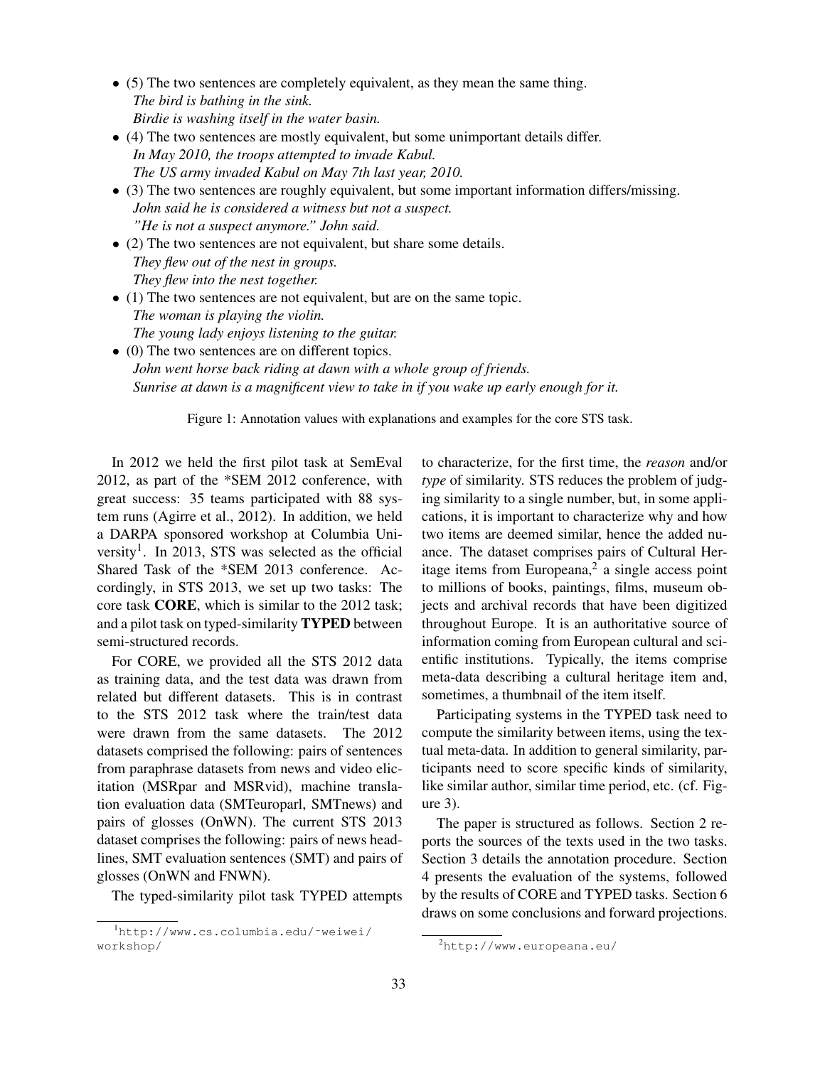- (5) The two sentences are completely equivalent, as they mean the same thing.
  *The bird is bathing in the sink.*
  *Birdie is washing itself in the water basin.*
- (4) The two sentences are mostly equivalent, but some unimportant details differ.
  *In May 2010, the troops attempted to invade Kabul.*
  *The US army invaded Kabul on May 7th last year, 2010.*
- (3) The two sentences are roughly equivalent, but some important information differs/missing.
  *John said he is considered a witness but not a suspect.*
  *"He is not a suspect anymore." John said.*
- (2) The two sentences are not equivalent, but share some details.
  *They flew out of the nest in groups.*
  *They flew into the nest together.*
- (1) The two sentences are not equivalent, but are on the same topic.
  *The woman is playing the violin.*
  *The young lady enjoys listening to the guitar.*
- (0) The two sentences are on different topics.
  *John went horse back riding at dawn with a whole group of friends.*
  *Sunrise at dawn is a magnificent view to take in if you wake up early enough for it.*

Figure 1: Annotation values with explanations and examples for the core STS task.

In 2012 we held the first pilot task at SemEval 2012, as part of the *SEM 2012 conference, with great success: 35 teams participated with 88 system runs (Agirre et al., 2012). In addition, we held a DARPA sponsored workshop at Columbia University[1]. In 2013, STS was selected as the official Shared Task of the *SEM 2013 conference. Accordingly, in STS 2013, we set up two tasks: The core task **CORE**, which is similar to the 2012 task; and a pilot task on typed-similarity **TYPED** between semi-structured records.

For CORE, we provided all the STS 2012 data as training data, and the test data was drawn from related but different datasets. This is in contrast to the STS 2012 task where the train/test data were drawn from the same datasets. The 2012 datasets comprised the following: pairs of sentences from paraphrase datasets from news and video elicitation (MSRpar and MSRvid), machine translation evaluation data (SMTeuroparl, SMTnews) and pairs of glosses (OnWN). The current STS 2013 dataset comprises the following: pairs of news headlines, SMT evaluation sentences (SMT) and pairs of glosses (OnWN and FNWN).

The typed-similarity pilot task TYPED attempts to characterize, for the first time, the *reason* and/or *type* of similarity. STS reduces the problem of judging similarity to a single number, but, in some applications, it is important to characterize why and how two items are deemed similar, hence the added nuance. The dataset comprises pairs of Cultural Heritage items from Europeana,[2] a single access point to millions of books, paintings, films, museum objects and archival records that have been digitized throughout Europe. It is an authoritative source of information coming from European cultural and scientific institutions. Typically, the items comprise meta-data describing a cultural heritage item and, sometimes, a thumbnail of the item itself.

Participating systems in the TYPED task need to compute the similarity between items, using the textual meta-data. In addition to general similarity, participants need to score specific kinds of similarity, like similar author, similar time period, etc. (cf. Figure 3).

The paper is structured as follows. Section 2 reports the sources of the texts used in the two tasks. Section 3 details the annotation procedure. Section 4 presents the evaluation of the systems, followed by the results of CORE and TYPED tasks. Section 6 draws on some conclusions and forward projections.

[1] http://www.cs.columbia.edu/~weiwei/workshop/

[2] http://www.europeana.eu/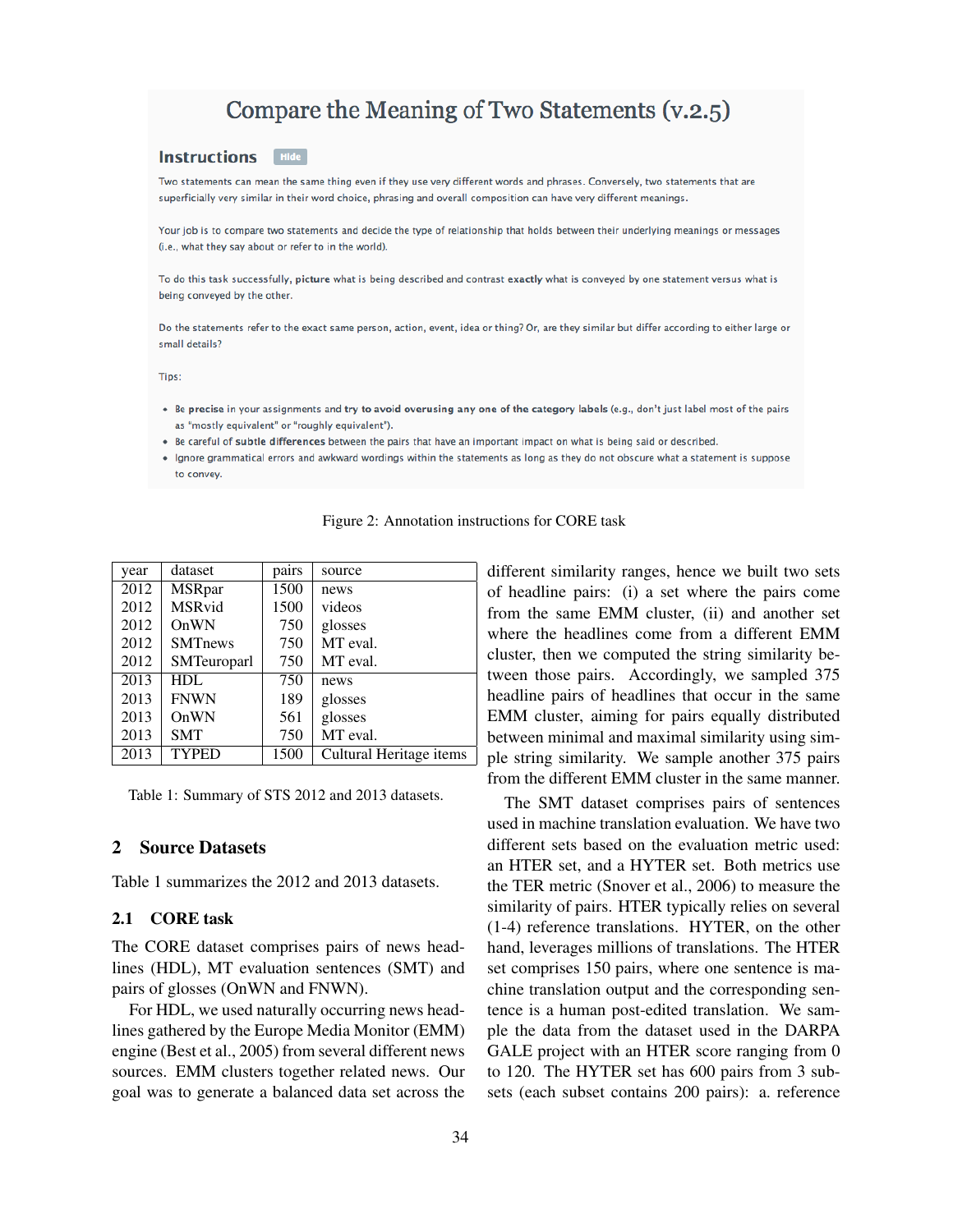## Compare the Meaning of Two Statements (v.2.5)

### Instructions

Hide

Two statements can mean the same thing even if they use very different words and phrases. Conversely, two statements that are superficially very similar in their word choice, phrasing and overall composition can have very different meanings.

Your job is to compare two statements and decide the type of relationship that holds between their underlying meanings or messages (i.e., what they say about or refer to in the world).

To do this task successfully, **picture** what is being described and contrast **exactly** what is conveyed by one statement versus what is being conveyed by the other.

Do the statements refer to the exact same person, action, event, idea or thing? Or, are they similar but differ according to either large or small details?

Tips:

- Be **precise** in your assignments and **try to avoid overusing any one of the category labels** (e.g., don't just label most of the pairs as "mostly equivalent" or "roughly equivalent").
- Be careful of **subtle differences** between the pairs that have an important impact on what is being said or described.
- Ignore grammatical errors and awkward wordings within the statements as long as they do not obscure what a statement is suppose to convey.

Figure 2: Annotation instructions for CORE task

| year | dataset | pairs | source |
|---|---|---|---|
| 2012 | MSRpar | 1500 | news |
| 2012 | MSRvid | 1500 | videos |
| 2012 | OnWN | 750 | glosses |
| 2012 | SMTnews | 750 | MT eval. |
| 2012 | SMTeuroparl | 750 | MT eval. |
| 2013 | HDL | 750 | news |
| 2013 | FNWN | 189 | glosses |
| 2013 | OnWN | 561 | glosses |
| 2013 | SMT | 750 | MT eval. |
| 2013 | TYPED | 1500 | Cultural Heritage items |

Table 1: Summary of STS 2012 and 2013 datasets.

## 2 Source Datasets

Table 1 summarizes the 2012 and 2013 datasets.

### 2.1 CORE task

The CORE dataset comprises pairs of news headlines (HDL), MT evaluation sentences (SMT) and pairs of glosses (OnWN and FNWN).

For HDL, we used naturally occurring news headlines gathered by the Europe Media Monitor (EMM) engine (Best et al., 2005) from several different news sources. EMM clusters together related news. Our goal was to generate a balanced data set across the different similarity ranges, hence we built two sets of headline pairs: (i) a set where the pairs come from the same EMM cluster, (ii) and another set where the headlines come from a different EMM cluster, then we computed the string similarity between those pairs. Accordingly, we sampled 375 headline pairs of headlines that occur in the same EMM cluster, aiming for pairs equally distributed between minimal and maximal similarity using simple string similarity. We sample another 375 pairs from the different EMM cluster in the same manner.

The SMT dataset comprises pairs of sentences used in machine translation evaluation. We have two different sets based on the evaluation metric used: an HTER set, and a HYTER set. Both metrics use the TER metric (Snover et al., 2006) to measure the similarity of pairs. HTER typically relies on several (1-4) reference translations. HYTER, on the other hand, leverages millions of translations. The HTER set comprises 150 pairs, where one sentence is machine translation output and the corresponding sentence is a human post-edited translation. We sample the data from the dataset used in the DARPA GALE project with an HTER score ranging from 0 to 120. The HYTER set has 600 pairs from 3 subsets (each subset contains 200 pairs): a. reference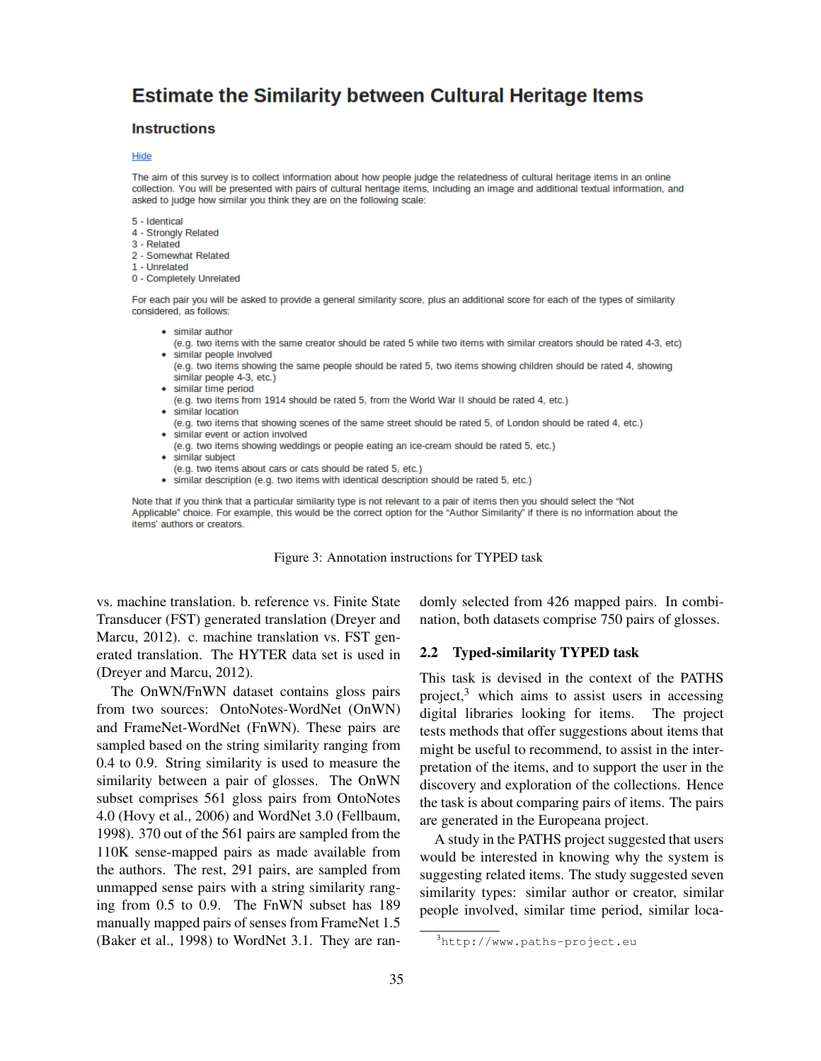# Estimate the Similarity between Cultural Heritage Items

## Instructions

Hide

The aim of this survey is to collect information about how people judge the relatedness of cultural heritage items in an online collection. You will be presented with pairs of cultural heritage items, including an image and additional textual information, and asked to judge how similar you think they are on the following scale:

5 - Identical
4 - Strongly Related
3 - Related
2 - Somewhat Related
1 - Unrelated
0 - Completely Unrelated

For each pair you will be asked to provide a general similarity score, plus an additional score for each of the types of similarity considered, as follows:

- similar author
  (e.g. two items with the same creator should be rated 5 while two items with similar creators should be rated 4-3, etc)
- similar people involved
  (e.g. two items showing the same people should be rated 5, two items showing children should be rated 4, showing similar people 4-3, etc.)
- similar time period
  (e.g. two items from 1914 should be rated 5, from the World War II should be rated 4, etc.)
- similar location
  (e.g. two items that showing scenes of the same street should be rated 5, of London should be rated 4, etc.)
- similar event or action involved
  (e.g. two items showing weddings or people eating an ice-cream should be rated 5, etc.)
- similar subject
  (e.g. two items about cars or cats should be rated 5, etc.)
- similar description (e.g. two items with identical description should be rated 5, etc.)

Note that if you think that a particular similarity type is not relevant to a pair of items then you should select the "Not Applicable" choice. For example, this would be the correct option for the "Author Similarity" if there is no information about the items' authors or creators.

Figure 3: Annotation instructions for TYPED task

vs. machine translation. b. reference vs. Finite State Transducer (FST) generated translation (Dreyer and Marcu, 2012). c. machine translation vs. FST generated translation. The HYTER data set is used in (Dreyer and Marcu, 2012).

The OnWN/FnWN dataset contains gloss pairs from two sources: OntoNotes-WordNet (OnWN) and FrameNet-WordNet (FnWN). These pairs are sampled based on the string similarity ranging from 0.4 to 0.9. String similarity is used to measure the similarity between a pair of glosses. The OnWN subset comprises 561 gloss pairs from OntoNotes 4.0 (Hovy et al., 2006) and WordNet 3.0 (Fellbaum, 1998). 370 out of the 561 pairs are sampled from the 110K sense-mapped pairs as made available from the authors. The rest, 291 pairs, are sampled from unmapped sense pairs with a string similarity ranging from 0.5 to 0.9. The FnWN subset has 189 manually mapped pairs of senses from FrameNet 1.5 (Baker et al., 1998) to WordNet 3.1. They are randomly selected from 426 mapped pairs. In combination, both datasets comprise 750 pairs of glosses.

## 2.2 Typed-similarity TYPED task

This task is devised in the context of the PATHS project,[3] which aims to assist users in accessing digital libraries looking for items. The project tests methods that offer suggestions about items that might be useful to recommend, to assist in the interpretation of the items, and to support the user in the discovery and exploration of the collections. Hence the task is about comparing pairs of items. The pairs are generated in the Europeana project.

A study in the PATHS project suggested that users would be interested in knowing why the system is suggesting related items. The study suggested seven similarity types: similar author or creator, similar people involved, similar time period, similar loca-

[3] http://www.paths-project.eu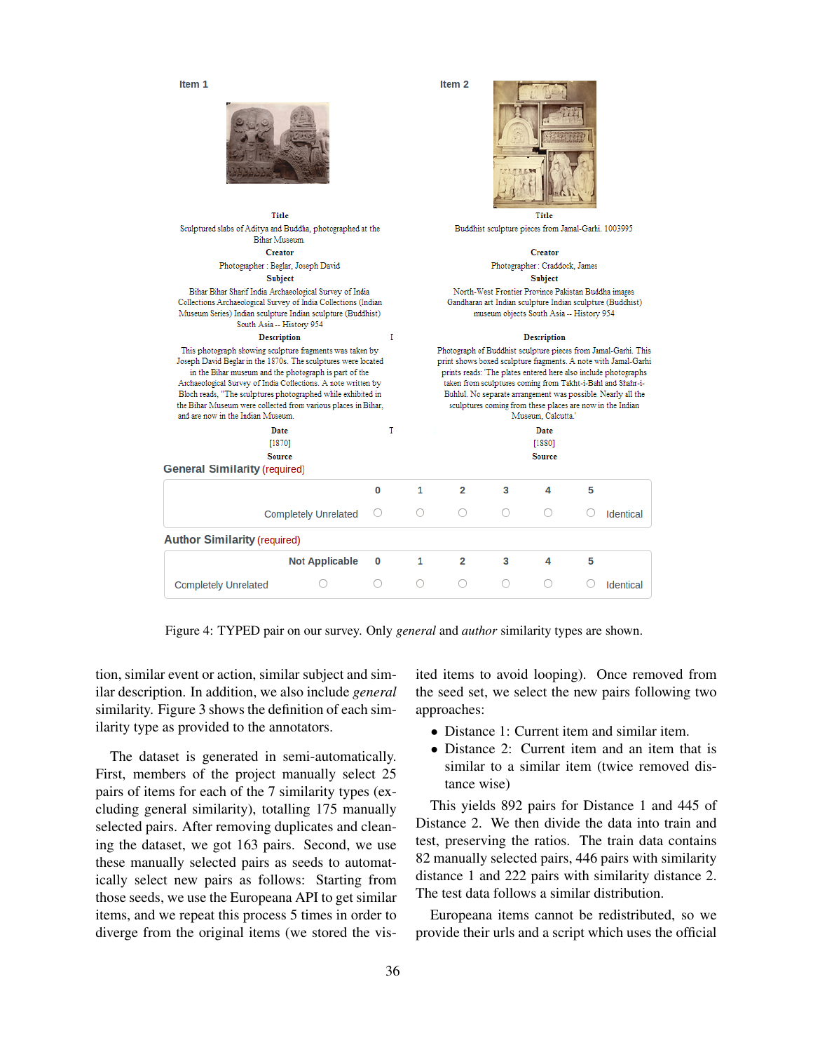Item 1

**Title**
Sculptured slabs of Aditya and Buddha, photographed at the Bihar Museum.

**Creator**
Photographer : Beglar, Joseph David

**Subject**
Bihar Bihar Sharif India Archaeological Survey of India Collections Archaeological Survey of India Collections (Indian Museum Series) Indian sculpture Indian sculpture (Buddhist) South Asia -- History 954

**Description**
This photograph showing sculpture fragments was taken by Joseph David Beglar in the 1870s. The sculptures were located in the Bihar museum and the photograph is part of the Archaeological Survey of India Collections. A note written by Bloch reads, "The sculptures photographed while exhibited in the Bihar Museum were collected from various places in Bihar, and are now in the Indian Museum.

**Date**
[1870]

**Source**

Item 2

**Title**
Buddhist sculpture pieces from Jamal-Garhi. 1003995

**Creator**
Photographer : Craddock, James

**Subject**
North-West Frontier Province Pakistan Buddha images Gandharan art Indian sculpture Indian sculpture (Buddhist) museum objects South Asia -- History 954

**Description**
Photograph of Buddhist sculpture pieces from Jamal-Garhi. This print shows boxed sculpture fragments. A note with Jamal-Garhi prints reads: 'The plates entered here also include photographs taken from sculptures coming from Takht-i-Bahl and Stahr-i-Bahlul. No separate arrangement was possible. Nearly all the sculptures coming from these places are now in the Indian Museum, Calcutta.'

**Date**
[1880]

**Source**

**General Similarity** (required)

| | 0 | 1 | 2 | 3 | 4 | 5 | |
|---|---|---|---|---|---|---|---|
| Completely Unrelated | ○ | ○ | ○ | ○ | ○ | ○ | Identical |

**Author Similarity** (required)

| | Not Applicable | 0 | 1 | 2 | 3 | 4 | 5 | |
|---|---|---|---|---|---|---|---|---|
| Completely Unrelated | ○ | ○ | ○ | ○ | ○ | ○ | ○ | Identical |

Figure 4: TYPED pair on our survey. Only *general* and *author* similarity types are shown.

tion, similar event or action, similar subject and similar description. In addition, we also include *general* similarity. Figure 3 shows the definition of each similarity type as provided to the annotators.

The dataset is generated in semi-automatically. First, members of the project manually select 25 pairs of items for each of the 7 similarity types (excluding general similarity), totalling 175 manually selected pairs. After removing duplicates and cleaning the dataset, we got 163 pairs. Second, we use these manually selected pairs as seeds to automatically select new pairs as follows: Starting from those seeds, we use the Europeana API to get similar items, and we repeat this process 5 times in order to diverge from the original items (we stored the visited items to avoid looping). Once removed from the seed set, we select the new pairs following two approaches:

- Distance 1: Current item and similar item.
- Distance 2: Current item and an item that is similar to a similar item (twice removed distance wise)

This yields 892 pairs for Distance 1 and 445 of Distance 2. We then divide the data into train and test, preserving the ratios. The train data contains 82 manually selected pairs, 446 pairs with similarity distance 1 and 222 pairs with similarity distance 2. The test data follows a similar distribution.

Europeana items cannot be redistributed, so we provide their urls and a script which uses the official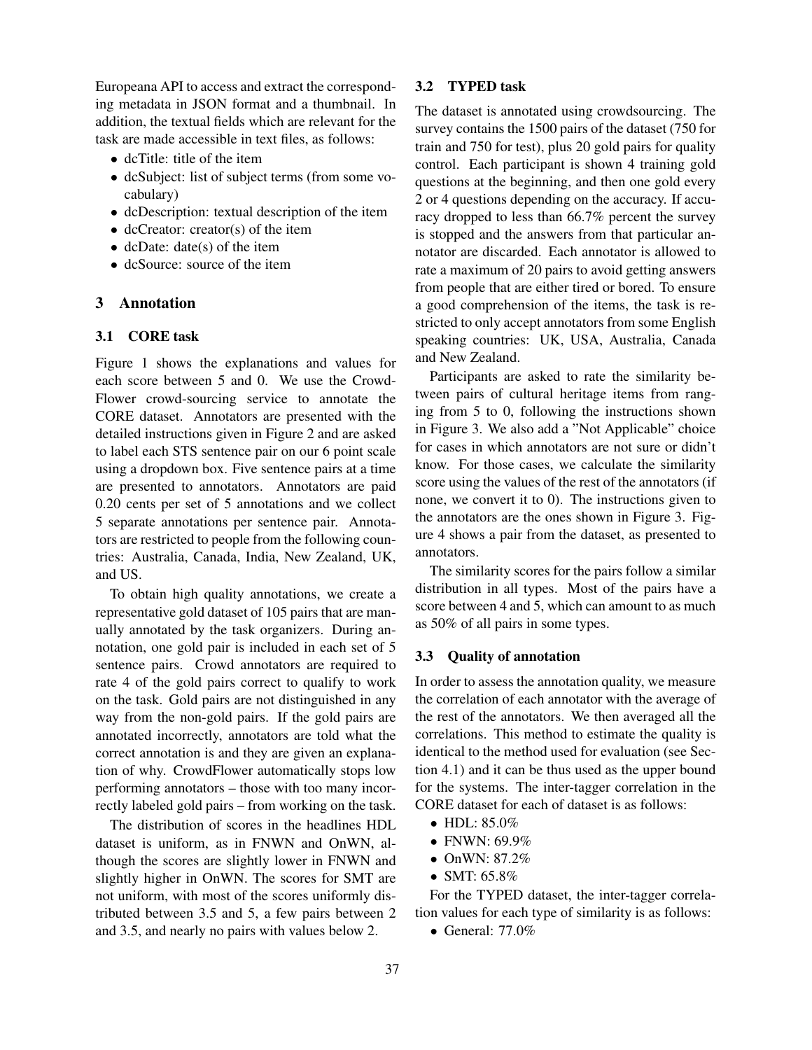Europeana API to access and extract the corresponding metadata in JSON format and a thumbnail. In addition, the textual fields which are relevant for the task are made accessible in text files, as follows:

- dcTitle: title of the item
- dcSubject: list of subject terms (from some vocabulary)
- dcDescription: textual description of the item
- dcCreator: creator(s) of the item
- dcDate: date(s) of the item
- dcSource: source of the item

## 3 Annotation

### 3.1 CORE task

Figure 1 shows the explanations and values for each score between 5 and 0. We use the CrowdFlower crowd-sourcing service to annotate the CORE dataset. Annotators are presented with the detailed instructions given in Figure 2 and are asked to label each STS sentence pair on our 6 point scale using a dropdown box. Five sentence pairs at a time are presented to annotators. Annotators are paid 0.20 cents per set of 5 annotations and we collect 5 separate annotations per sentence pair. Annotators are restricted to people from the following countries: Australia, Canada, India, New Zealand, UK, and US.

To obtain high quality annotations, we create a representative gold dataset of 105 pairs that are manually annotated by the task organizers. During annotation, one gold pair is included in each set of 5 sentence pairs. Crowd annotators are required to rate 4 of the gold pairs correct to qualify to work on the task. Gold pairs are not distinguished in any way from the non-gold pairs. If the gold pairs are annotated incorrectly, annotators are told what the correct annotation is and they are given an explanation of why. CrowdFlower automatically stops low performing annotators – those with too many incorrectly labeled gold pairs – from working on the task.

The distribution of scores in the headlines HDL dataset is uniform, as in FNWN and OnWN, although the scores are slightly lower in FNWN and slightly higher in OnWN. The scores for SMT are not uniform, with most of the scores uniformly distributed between 3.5 and 5, a few pairs between 2 and 3.5, and nearly no pairs with values below 2.

### 3.2 TYPED task

The dataset is annotated using crowdsourcing. The survey contains the 1500 pairs of the dataset (750 for train and 750 for test), plus 20 gold pairs for quality control. Each participant is shown 4 training gold questions at the beginning, and then one gold every 2 or 4 questions depending on the accuracy. If accuracy dropped to less than 66.7% percent the survey is stopped and the answers from that particular annotator are discarded. Each annotator is allowed to rate a maximum of 20 pairs to avoid getting answers from people that are either tired or bored. To ensure a good comprehension of the items, the task is restricted to only accept annotators from some English speaking countries: UK, USA, Australia, Canada and New Zealand.

Participants are asked to rate the similarity between pairs of cultural heritage items from ranging from 5 to 0, following the instructions shown in Figure 3. We also add a "Not Applicable" choice for cases in which annotators are not sure or didn't know. For those cases, we calculate the similarity score using the values of the rest of the annotators (if none, we convert it to 0). The instructions given to the annotators are the ones shown in Figure 3. Figure 4 shows a pair from the dataset, as presented to annotators.

The similarity scores for the pairs follow a similar distribution in all types. Most of the pairs have a score between 4 and 5, which can amount to as much as 50% of all pairs in some types.

### 3.3 Quality of annotation

In order to assess the annotation quality, we measure the correlation of each annotator with the average of the rest of the annotators. We then averaged all the correlations. This method to estimate the quality is identical to the method used for evaluation (see Section 4.1) and it can be thus used as the upper bound for the systems. The inter-tagger correlation in the CORE dataset for each of dataset is as follows:

- HDL: 85.0%
- FNWN: 69.9%
- OnWN: 87.2%
- SMT: 65.8%

For the TYPED dataset, the inter-tagger correlation values for each type of similarity is as follows:

- General: 77.0%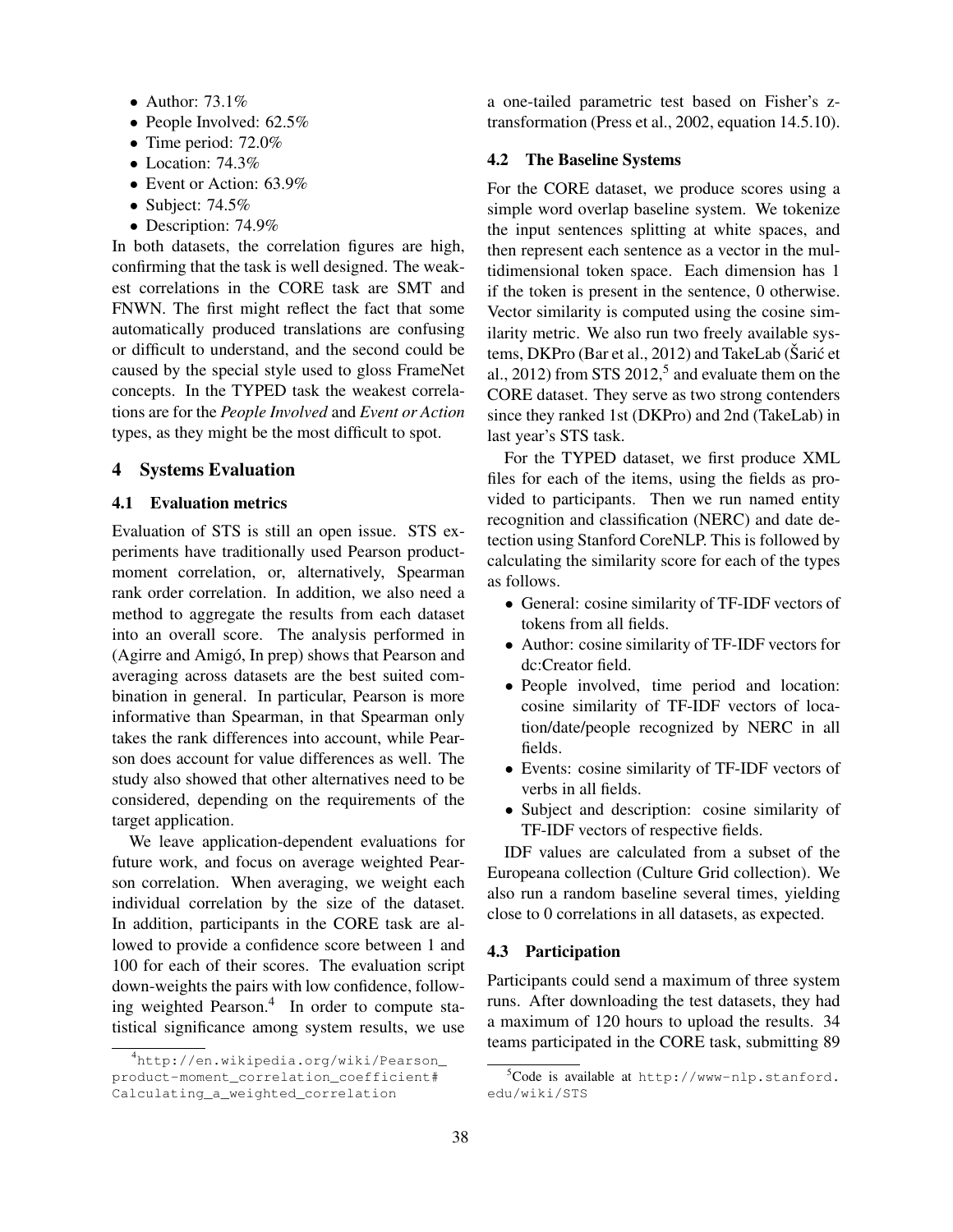- Author: 73.1%
- People Involved: 62.5%
- Time period: 72.0%
- Location: 74.3%
- Event or Action: 63.9%
- Subject: 74.5%
- Description: 74.9%

In both datasets, the correlation figures are high, confirming that the task is well designed. The weakest correlations in the CORE task are SMT and FNWN. The first might reflect the fact that some automatically produced translations are confusing or difficult to understand, and the second could be caused by the special style used to gloss FrameNet concepts. In the TYPED task the weakest correlations are for the *People Involved* and *Event or Action* types, as they might be the most difficult to spot.

## 4 Systems Evaluation

### 4.1 Evaluation metrics

Evaluation of STS is still an open issue. STS experiments have traditionally used Pearson product-moment correlation, or, alternatively, Spearman rank order correlation. In addition, we also need a method to aggregate the results from each dataset into an overall score. The analysis performed in (Agirre and Amigó, In prep) shows that Pearson and averaging across datasets are the best suited combination in general. In particular, Pearson is more informative than Spearman, in that Spearman only takes the rank differences into account, while Pearson does account for value differences as well. The study also showed that other alternatives need to be considered, depending on the requirements of the target application.

We leave application-dependent evaluations for future work, and focus on average weighted Pearson correlation. When averaging, we weight each individual correlation by the size of the dataset. In addition, participants in the CORE task are allowed to provide a confidence score between 1 and 100 for each of their scores. The evaluation script down-weights the pairs with low confidence, following weighted Pearson.[4] In order to compute statistical significance among system results, we use a one-tailed parametric test based on Fisher's z-transformation (Press et al., 2002, equation 14.5.10).

### 4.2 The Baseline Systems

For the CORE dataset, we produce scores using a simple word overlap baseline system. We tokenize the input sentences splitting at white spaces, and then represent each sentence as a vector in the multidimensional token space. Each dimension has 1 if the token is present in the sentence, 0 otherwise. Vector similarity is computed using the cosine similarity metric. We also run two freely available systems, DKPro (Bar et al., 2012) and TakeLab (Šarić et al., 2012) from STS 2012,[5] and evaluate them on the CORE dataset. They serve as two strong contenders since they ranked 1st (DKPro) and 2nd (TakeLab) in last year's STS task.

For the TYPED dataset, we first produce XML files for each of the items, using the fields as provided to participants. Then we run named entity recognition and classification (NERC) and date detection using Stanford CoreNLP. This is followed by calculating the similarity score for each of the types as follows.

- General: cosine similarity of TF-IDF vectors of tokens from all fields.
- Author: cosine similarity of TF-IDF vectors for dc:Creator field.
- People involved, time period and location: cosine similarity of TF-IDF vectors of location/date/people recognized by NERC in all fields.
- Events: cosine similarity of TF-IDF vectors of verbs in all fields.
- Subject and description: cosine similarity of TF-IDF vectors of respective fields.

IDF values are calculated from a subset of the Europeana collection (Culture Grid collection). We also run a random baseline several times, yielding close to 0 correlations in all datasets, as expected.

### 4.3 Participation

Participants could send a maximum of three system runs. After downloading the test datasets, they had a maximum of 120 hours to upload the results. 34 teams participated in the CORE task, submitting 89

[4] http://en.wikipedia.org/wiki/Pearson_product-moment_correlation_coefficient#Calculating_a_weighted_correlation

[5] Code is available at http://www-nlp.stanford.edu/wiki/STS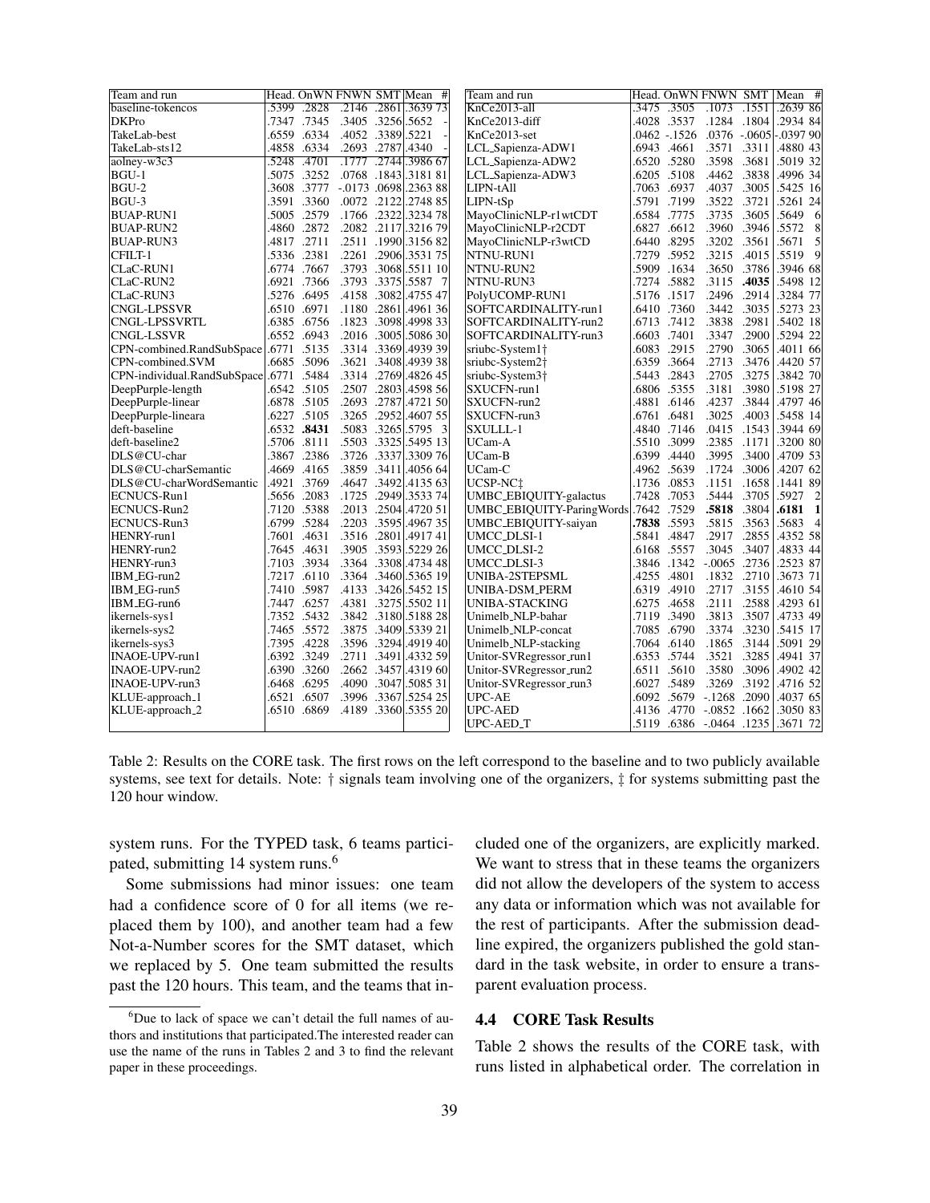| Team and run | Head. | OnWN | FNWN | SMT | Mean | # |
|---|---|---|---|---|---|---|
| baseline-tokencos | .5399 | .2828 | .2146 | .2861 | .3639 | 73 |
| DKPro | .7347 | .7345 | .3405 | .3256 | .5652 | - |
| TakeLab-best | .6559 | .6334 | .4052 | .3389 | .5221 | - |
| TakeLab-sts12 | .4858 | .6334 | .2693 | .2787 | .4340 | - |
| aolney-w3c3 | .5248 | .4701 | .1777 | .2744 | .3986 | 67 |
| BGU-1 | .5075 | .3252 | .0768 | .1843 | .3181 | 81 |
| BGU-2 | .3608 | .3777 | -.0173 | .0698 | .2363 | 88 |
| BGU-3 | .3591 | .3360 | .0072 | .2122 | .2748 | 85 |
| BUAP-RUN1 | .5005 | .2579 | .1766 | .2322 | .3234 | 78 |
| BUAP-RUN2 | .4860 | .2872 | .2082 | .2117 | .3216 | 79 |
| BUAP-RUN3 | .4817 | .2711 | .2511 | .1990 | .3156 | 82 |
| CFILT-1 | .5336 | .2381 | .2261 | .2906 | .3531 | 75 |
| CLaC-RUN1 | .6774 | .7667 | .3793 | .3068 | .5511 | 10 |
| CLaC-RUN2 | .6921 | .7366 | .3793 | .3375 | .5587 | 7 |
| CLaC-RUN3 | .5276 | .6495 | .4158 | .3082 | .4755 | 47 |
| CNGL-LPSSVR | .6510 | .6971 | .1180 | .2861 | .4961 | 36 |
| CNGL-LPSSVRTL | .6385 | .6756 | .1823 | .3098 | .4998 | 33 |
| CNGL-LSSVR | .6552 | .6943 | .2016 | .3005 | .5086 | 30 |
| CPN-combined.RandSubSpace | .6771 | .5135 | .3314 | .3369 | .4939 | 39 |
| CPN-combined.SVM | .6685 | .5096 | .3621 | .3408 | .4939 | 38 |
| CPN-individual.RandSubSpace | .6771 | .5484 | .3314 | .2769 | .4826 | 45 |
| DeepPurple-length | .6542 | .5105 | .2507 | .2803 | .4598 | 56 |
| DeepPurple-linear | .6878 | .5105 | .2693 | .2787 | .4721 | 50 |
| DeepPurple-lineara | .6227 | .5105 | .3265 | .2952 | .4607 | 55 |
| deft-baseline | .6532 | **.8431** | .5083 | .3265 | .5795 | 3 |
| deft-baseline2 | .5706 | .8111 | .5503 | .3325 | .5495 | 13 |
| DLS@CU-char | .3867 | .2386 | .3726 | .3337 | .3309 | 76 |
| DLS@CU-charSemantic | .4669 | .4165 | .3859 | .3411 | .4056 | 64 |
| DLS@CU-charWordSemantic | .4921 | .3769 | .4647 | .3492 | .4135 | 63 |
| ECNUCS-Run1 | .5656 | .2083 | .1725 | .2949 | .3533 | 74 |
| ECNUCS-Run2 | .7120 | .5388 | .2013 | .2504 | .4720 | 51 |
| ECNUCS-Run3 | .6799 | .5284 | .2203 | .3595 | .4967 | 35 |
| HENRY-run1 | .7601 | .4631 | .3516 | .2801 | .4917 | 41 |
| HENRY-run2 | .7645 | .4631 | .3905 | .3593 | .5229 | 26 |
| HENRY-run3 | .7103 | .3934 | .3364 | .3308 | .4734 | 48 |
| IBM_EG-run2 | .7217 | .6110 | .3364 | .3460 | .5365 | 19 |
| IBM_EG-run5 | .7410 | .5987 | .4133 | .3426 | .5452 | 15 |
| IBM_EG-run6 | .7447 | .6257 | .4381 | .3275 | .5502 | 11 |
| ikernels-sys1 | .7352 | .5432 | .3842 | .3180 | .5188 | 28 |
| ikernels-sys2 | .7465 | .5572 | .3875 | .3409 | .5339 | 21 |
| ikernels-sys3 | .7395 | .4228 | .3596 | .3294 | .4919 | 40 |
| INAOE-UPV-run1 | .6392 | .3249 | .2711 | .3491 | .4332 | 59 |
| INAOE-UPV-run2 | .6390 | .3260 | .2662 | .3457 | .4319 | 60 |
| INAOE-UPV-run3 | .6468 | .6295 | .4090 | .3047 | .5085 | 31 |
| KLUE-approach_1 | .6521 | .6507 | .3996 | .3367 | .5254 | 25 |
| KLUE-approach_2 | .6510 | .6869 | .4189 | .3360 | .5355 | 20 |
| KnCe2013-all | .3475 | .3505 | .1073 | .1551 | .2639 | 86 |
| KnCe2013-diff | .4028 | .3537 | .1284 | .1804 | .2934 | 84 |
| KnCe2013-set | .0462 | -.1526 | .0376 | -.0605 | -.0397 | 90 |
| LCL_Sapienza-ADW1 | .6943 | .4661 | .3571 | .3311 | .4880 | 43 |
| LCL_Sapienza-ADW2 | .6520 | .5280 | .3598 | .3681 | .5019 | 32 |
| LCL_Sapienza-ADW3 | .6205 | .5108 | .4462 | .3838 | .4996 | 34 |
| LIPN-tAll | .7063 | .6937 | .4037 | .3005 | .5425 | 16 |
| LIPN-tSp | .5791 | .7199 | .3522 | .3721 | .5261 | 24 |
| MayoClinicNLP-r1wtCDT | .6584 | .7775 | .3735 | .3605 | .5649 | 6 |
| MayoClinicNLP-r2CDT | .6827 | .6612 | .3960 | .3946 | .5572 | 8 |
| MayoClinicNLP-r3wtCD | .6440 | .8295 | .3202 | .3561 | .5671 | 5 |
| NTNU-RUN1 | .7279 | .5952 | .3215 | .4015 | .5519 | 9 |
| NTNU-RUN2 | .5909 | .1634 | .3650 | .3786 | .3946 | 68 |
| NTNU-RUN3 | .7274 | .5882 | .3115 | **.4035** | .5498 | 12 |
| PolyUCOMP-RUN1 | .5176 | .1517 | .2496 | .2914 | .3284 | 77 |
| SOFTCARDINALITY-run1 | .6410 | .7360 | .3442 | .3035 | .5273 | 23 |
| SOFTCARDINALITY-run2 | .6713 | .7412 | .3838 | .2981 | .5402 | 18 |
| SOFTCARDINALITY-run3 | .6603 | .7401 | .3347 | .2900 | .5294 | 22 |
| sriubc-System1† | .6083 | .2915 | .2790 | .3065 | .4011 | 66 |
| sriubc-System2† | .6359 | .3664 | .2713 | .3476 | .4420 | 57 |
| sriubc-System3† | .5443 | .2843 | .2705 | .3275 | .3842 | 70 |
| SXUCFN-run1 | .6806 | .5355 | .3181 | .3980 | .5198 | 27 |
| SXUCFN-run2 | .4881 | .6146 | .4237 | .3844 | .4797 | 46 |
| SXUCFN-run3 | .6761 | .6481 | .3025 | .4003 | .5458 | 14 |
| SXULLL-1 | .4840 | .7146 | .0415 | .1543 | .3944 | 69 |
| UCam-A | .5510 | .3099 | .2385 | .1171 | .3200 | 80 |
| UCam-B | .6399 | .4440 | .3995 | .3400 | .4709 | 53 |
| UCam-C | .4962 | .5639 | .1724 | .3006 | .4207 | 62 |
| UCSP-NC‡ | .1736 | .0853 | .1151 | .1658 | .1441 | 89 |
| UMBC_EBIQUITY-galactus | .7428 | .7053 | .5444 | .3705 | .5927 | 2 |
| UMBC_EBIQUITY-ParingWords | .7642 | .7529 | **.5818** | .3804 | **.6181** | **1** |
| UMBC_EBIQUITY-saiyan | **.7838** | .5593 | .5815 | .3563 | .5683 | 4 |
| UMCC_DLSI-1 | .5841 | .4847 | .2917 | .2855 | .4352 | 58 |
| UMCC_DLSI-2 | .6168 | .5557 | .3045 | .3407 | .4833 | 44 |
| UMCC_DLSI-3 | .3846 | .1342 | -.0065 | .2736 | .2523 | 87 |
| UNIBA-2STEPSML | .4255 | .4801 | .1832 | .2710 | .3673 | 71 |
| UNIBA-DSM_PERM | .6319 | .4910 | .2717 | .3155 | .4610 | 54 |
| UNIBA-STACKING | .6275 | .4658 | .2111 | .2588 | .4293 | 61 |
| Unimelb_NLP-bahar | .7119 | .3490 | .3813 | .3507 | .4733 | 49 |
| Unimelb_NLP-concat | .7085 | .6790 | .3374 | .3230 | .5415 | 17 |
| Unimelb_NLP-stacking | .7064 | .6140 | .1865 | .3144 | .5091 | 29 |
| Unitor-SVRegressor_run1 | .6353 | .5744 | .3521 | .3285 | .4941 | 37 |
| Unitor-SVRegressor_run2 | .6511 | .5610 | .3580 | .3096 | .4902 | 42 |
| Unitor-SVRegressor_run3 | .6027 | .5489 | .3269 | .3192 | .4716 | 52 |
| UPC-AE | .6092 | .5679 | -.1268 | .2090 | .4037 | 65 |
| UPC-AED | .4136 | .4770 | -.0852 | .1662 | .3050 | 83 |
| UPC-AED_T | .5119 | .6386 | -.0464 | .1235 | .3671 | 72 |

Table 2: Results on the CORE task. The first rows on the left correspond to the baseline and to two publicly available systems, see text for details. Note: † signals team involving one of the organizers, ‡ for systems submitting past the 120 hour window.

system runs. For the TYPED task, 6 teams participated, submitting 14 system runs.[6]

Some submissions had minor issues: one team had a confidence score of 0 for all items (we replaced them by 100), and another team had a few Not-a-Number scores for the SMT dataset, which we replaced by 5. One team submitted the results past the 120 hours. This team, and the teams that included one of the organizers, are explicitly marked. We want to stress that in these teams the organizers did not allow the developers of the system to access any data or information which was not available for the rest of participants. After the submission deadline expired, the organizers published the gold standard in the task website, in order to ensure a transparent evaluation process.

### 4.4 CORE Task Results

Table 2 shows the results of the CORE task, with runs listed in alphabetical order. The correlation in

[6]Due to lack of space we can't detail the full names of authors and institutions that participated.The interested reader can use the name of the runs in Tables 2 and 3 to find the relevant paper in these proceedings.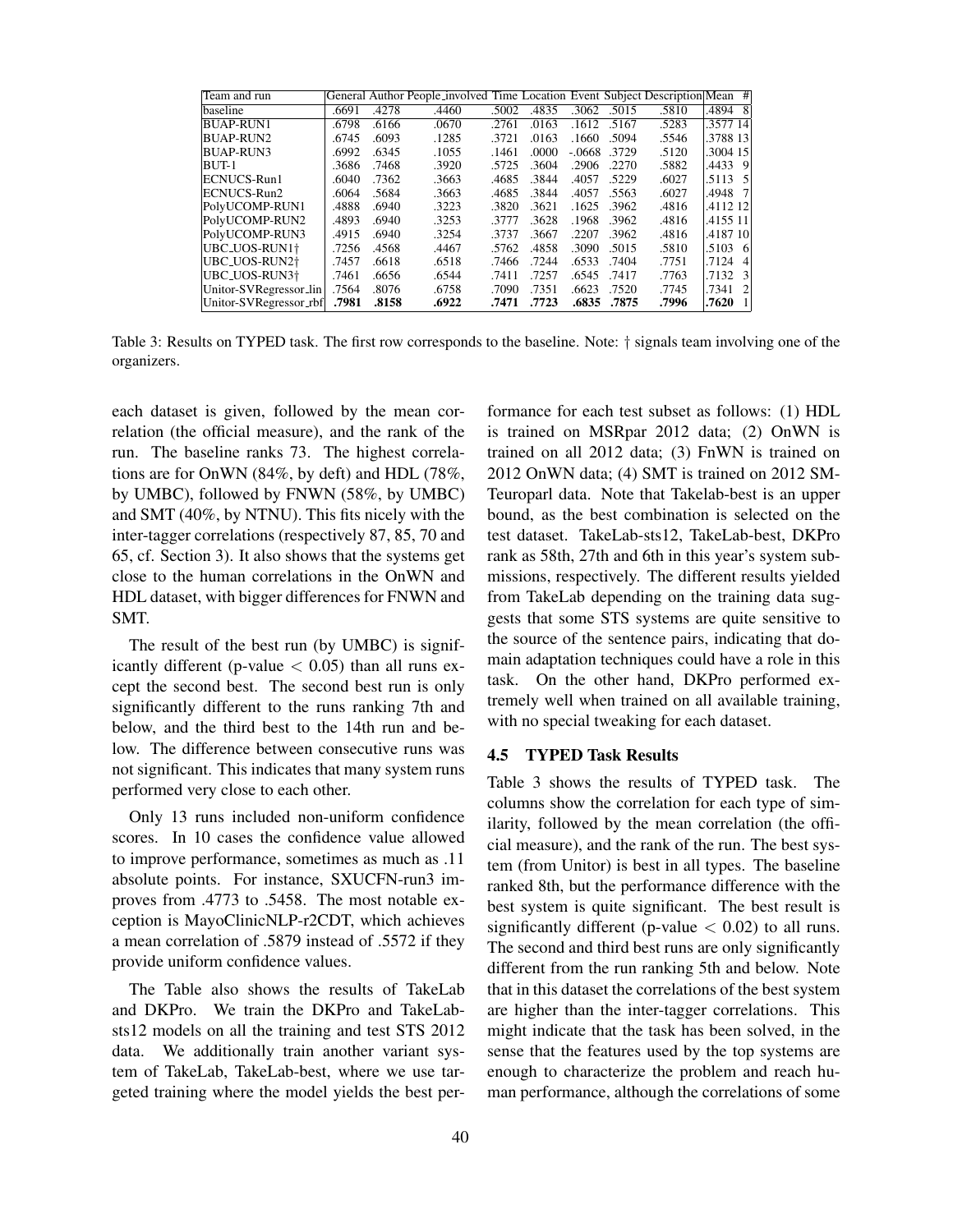| Team and run | General | Author | People_involved | Time | Location | Event | Subject | Description | Mean | # |
|---|---|---|---|---|---|---|---|---|---|---|
| baseline | .6691 | .4278 | .4460 | .5002 | .4835 | .3062 | .5015 | .5810 | .4894 | 8 |
| BUAP-RUN1 | .6798 | .6166 | .0670 | .2761 | .0163 | .1612 | .5167 | .5283 | .3577 | 14 |
| BUAP-RUN2 | .6745 | .6093 | .1285 | .3721 | .0163 | .1660 | .5094 | .5546 | .3788 | 13 |
| BUAP-RUN3 | .6992 | .6345 | .1055 | .1461 | .0000 | -.0668 | .3729 | .5120 | .3004 | 15 |
| BUT-1 | .3686 | .7468 | .3920 | .5725 | .3604 | .2906 | .2270 | .5882 | .4433 | 9 |
| ECNUCS-Run1 | .6040 | .7362 | .3663 | .4685 | .3844 | .4057 | .5229 | .6027 | .5113 | 5 |
| ECNUCS-Run2 | .6064 | .5684 | .3663 | .4685 | .3844 | .4057 | .5563 | .6027 | .4948 | 7 |
| PolyUCOMP-RUN1 | .4888 | .6940 | .3223 | .3820 | .3621 | .1625 | .3962 | .4816 | .4112 | 12 |
| PolyUCOMP-RUN2 | .4893 | .6940 | .3253 | .3777 | .3628 | .1968 | .3962 | .4816 | .4155 | 11 |
| PolyUCOMP-RUN3 | .4915 | .6940 | .3254 | .3737 | .3667 | .2207 | .3962 | .4816 | .4187 | 10 |
| UBC_UOS-RUN1† | .7256 | .4568 | .4467 | .5762 | .4858 | .3090 | .5015 | .5810 | .5103 | 6 |
| UBC_UOS-RUN2† | .7457 | .6618 | .6518 | .7466 | .7244 | .6533 | .7404 | .7751 | .7124 | 4 |
| UBC_UOS-RUN3† | .7461 | .6656 | .6544 | .7411 | .7257 | .6545 | .7417 | .7763 | .7132 | 3 |
| Unitor-SVRegressor_lin | .7564 | .8076 | .6758 | .7090 | .7351 | .6623 | .7520 | .7745 | .7341 | 2 |
| Unitor-SVRegressor_rbf | **.7981** | **.8158** | **.6922** | **.7471** | **.7723** | **.6835** | **.7875** | **.7996** | **.7620** | 1 |

Table 3: Results on TYPED task. The first row corresponds to the baseline. Note: † signals team involving one of the organizers.

each dataset is given, followed by the mean correlation (the official measure), and the rank of the run. The baseline ranks 73. The highest correlations are for OnWN (84%, by deft) and HDL (78%, by UMBC), followed by FNWN (58%, by UMBC) and SMT (40%, by NTNU). This fits nicely with the inter-tagger correlations (respectively 87, 85, 70 and 65, cf. Section 3). It also shows that the systems get close to the human correlations in the OnWN and HDL dataset, with bigger differences for FNWN and SMT.

The result of the best run (by UMBC) is significantly different (p-value $< 0.05$) than all runs except the second best. The second best run is only significantly different to the runs ranking 7th and below, and the third best to the 14th run and below. The difference between consecutive runs was not significant. This indicates that many system runs performed very close to each other.

Only 13 runs included non-uniform confidence scores. In 10 cases the confidence value allowed to improve performance, sometimes as much as .11 absolute points. For instance, SXUCFN-run3 improves from .4773 to .5458. The most notable exception is MayoClinicNLP-r2CDT, which achieves a mean correlation of .5879 instead of .5572 if they provide uniform confidence values.

The Table also shows the results of TakeLab and DKPro. We train the DKPro and TakeLab-sts12 models on all the training and test STS 2012 data. We additionally train another variant system of TakeLab, TakeLab-best, where we use targeted training where the model yields the best performance for each test subset as follows: (1) HDL is trained on MSRpar 2012 data; (2) OnWN is trained on all 2012 data; (3) FnWN is trained on 2012 OnWN data; (4) SMT is trained on 2012 SM-Teuroparl data. Note that Takelab-best is an upper bound, as the best combination is selected on the test dataset. TakeLab-sts12, TakeLab-best, DKPro rank as 58th, 27th and 6th in this year's system submissions, respectively. The different results yielded from TakeLab depending on the training data suggests that some STS systems are quite sensitive to the source of the sentence pairs, indicating that domain adaptation techniques could have a role in this task. On the other hand, DKPro performed extremely well when trained on all available training, with no special tweaking for each dataset.

### 4.5 TYPED Task Results

Table 3 shows the results of TYPED task. The columns show the correlation for each type of similarity, followed by the mean correlation (the official measure), and the rank of the run. The best system (from Unitor) is best in all types. The baseline ranked 8th, but the performance difference with the best system is quite significant. The best result is significantly different (p-value $< 0.02$) to all runs. The second and third best runs are only significantly different from the run ranking 5th and below. Note that in this dataset the correlations of the best system are higher than the inter-tagger correlations. This might indicate that the task has been solved, in the sense that the features used by the top systems are enough to characterize the problem and reach human performance, although the correlations of some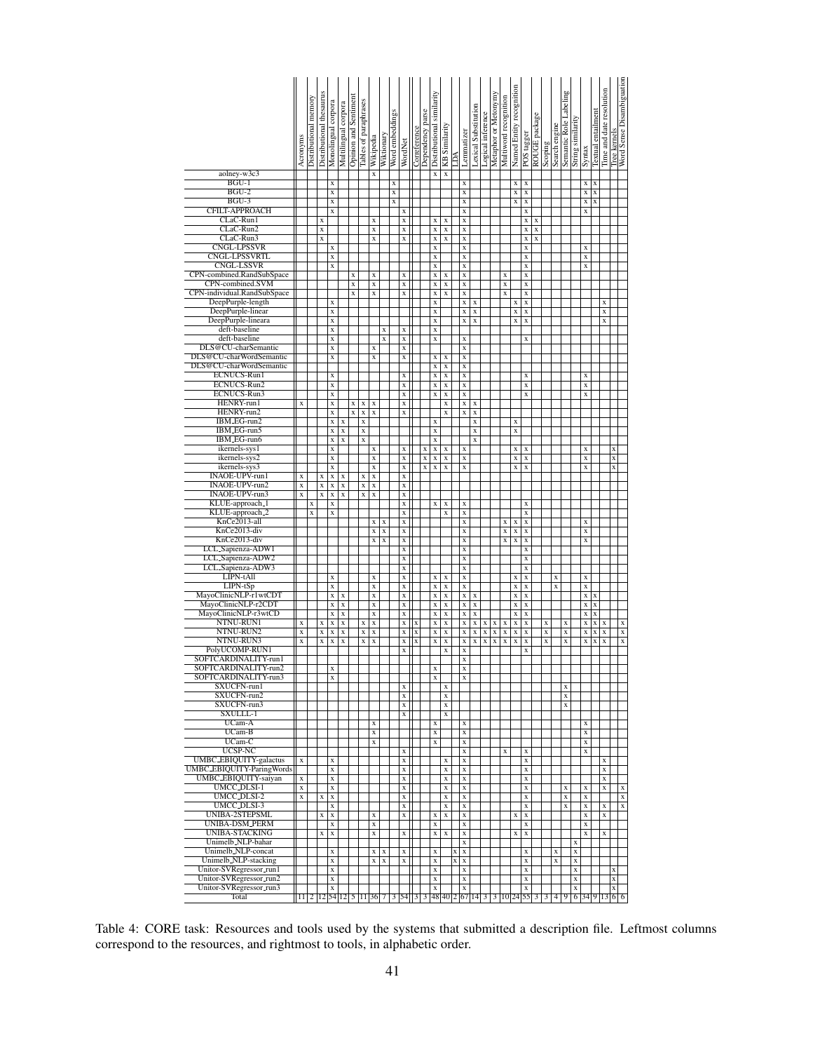| | Acronyms | Distributional memory | Distributional thesaurus | Monolingual corpora | Multilingual corpora | Opinion and Sentiment | Tables of paraphrases | Wikipedia | Wiktionary | Word embeddings | WordNet | Coreference | Dependency parse | Distributional similarity | KB Similarity | LDA | Lemmatizer | Lexical Substitution | Logical inference | Metaphor or Metonymy | Multiword recognition | Named Entity recognition | POS tagger | ROUGE package | Scoping | Search engine | Semantic Role Labeling | String similarity | Syntax | Textual entailment | Time and date resolution | Tree kernels | Word Sense Disambiguation |
|---|---|---|---|---|---|---|---|---|---|---|---|---|---|---|---|---|---|---|---|---|---|---|---|---|---|---|---|---|---|---|---|---|---|
| aolney-w3c3 | | | | | | | | x | | | | | | x | x | | | | | | | | | | | | | | | | | | |
| BGU-1 | | | | x | | | | | | x | | | | | | | x | | | | | x | x | | | | | | x | x | | | |
| BGU-2 | | | | x | | | | | | x | | | | | | | x | | | | | x | x | | | | | | x | x | | | |
| BGU-3 | | | | x | | | | | | x | | | | | | | x | | | | | x | x | | | | | | x | x | | | |
| CFILT-APPROACH | | | | x | | | | | | | x | | | | | | x | | | | | | x | | | | | | x | | | | |
| CLaC-Run1 | | | x | | | | | x | | | x | | | x | x | | x | | | | | | x | x | | | | | | | | | |
| CLaC-Run2 | | | x | | | | | x | | | x | | | x | x | | x | | | | | | x | x | | | | | | | | | |
| CLaC-Run3 | | | x | | | | | x | | | x | | | x | x | | x | | | | | | x | x | | | | | | | | | |
| CNGL-LPSSVR | | | | x | | | | | | | | | | x | | | x | | | | | | x | | | | | | x | | | | |
| CNGL-LPSSVRTL | | | | x | | | | | | | | | | x | | | x | | | | | | x | | | | | | x | | | | |
| CNGL-LSSVR | | | | x | | | | | | | | | | x | | | x | | | | | | x | | | | | | x | | | | |
| CPN-combined.RandSubSpace | | | | | | x | | x | | | x | | | x | x | | x | | | | x | | x | | | | | | | | | | |
| CPN-combined.SVM | | | | | | x | | x | | | x | | | x | x | | x | | | | x | | x | | | | | | | | | | |
| CPN-individual.RandSubSpace | | | | | | x | | x | | | x | | | x | x | | x | | | | x | | x | | | | | | | | | | |
| DeepPurple-length | | | | x | | | | | | | | | | x | | | x | x | | | | x | x | | | | | | | | x | | |
| DeepPurple-linear | | | | x | | | | | | | | | | x | | | x | x | | | | x | x | | | | | | | | x | | |
| DeepPurple-lineara | | | | x | | | | | | | | | | x | | | x | x | | | | x | x | | | | | | | | x | | |
| deft-baseline | | | | x | | | | | x | | x | | | x | | | | | | | | | | | | | | | | | | | |
| deft-baseline | | | | x | | | | | x | | x | | | x | | | x | | | | | | x | | | | | | | | | | |
| DLS@CU-charSemantic | | | | x | | | | x | | | x | | | | | | x | | | | | | | | | | | | | | | | |
| DLS@CU-charWordSemantic | | | | x | | | | x | | | x | | | x | x | | x | | | | | | | | | | | | | | | | |
| DLS@CU-charWordSemantic | | | | | | | | | | | | | | x | x | | x | | | | | | | | | | | | | | | | |
| ECNUCS-Run1 | | | | x | | | | | | | x | | | x | x | | x | | | | | | x | | | | | | x | | | | |
| ECNUCS-Run2 | | | | x | | | | | | | x | | | x | x | | x | | | | | | x | | | | | | x | | | | |
| ECNUCS-Run3 | | | | x | | | | | | | x | | | x | x | | x | | | | | | x | | | | | | x | | | | |
| HENRY-run1 | x | | | x | | x | x | x | | | x | | | | x | | x | x | | | | | | | | | | | | | | | |
| HENRY-run2 | | | | x | | x | x | x | | | x | | | | x | | x | x | | | | | | | | | | | | | | | |
| IBM_EG-run2 | | | | x | x | | x | | | | | | | x | | | | x | | | | x | | | | | | | | | | | |
| IBM_EG-run5 | | | | x | x | | x | | | | | | | x | | | | x | | | | x | | | | | | | | | | | |
| IBM_EG-run6 | | | | x | x | | x | | | | | | | x | | | | x | | | | | | | | | | | | | | | |
| ikernels-sys1 | | | | x | | | | x | | | x | | x | x | x | | x | | | | | x | x | | | | | | x | | | x | |
| ikernels-sys2 | | | | x | | | | x | | | x | | x | x | x | | x | | | | | x | x | | | | | | x | | | x | |
| ikernels-sys3 | | | | x | | | | x | | | x | | x | x | x | | x | | | | | x | x | | | | | | x | | | x | |
| INAOE-UPV-run1 | x | | x | x | x | | x | x | | | x | | | | | | | | | | | | | | | | | | | | | | |
| INAOE-UPV-run2 | x | | x | x | x | | x | x | | | x | | | | | | | | | | | | | | | | | | | | | | |
| INAOE-UPV-run3 | x | | x | x | x | | x | x | | | x | | | | | | | | | | | | | | | | | | | | | | |
| KLUE-approach_1 | | x | | x | | | | | | | x | | | x | x | | x | | | | | | x | | | | | | | | | | |
| KLUE-approach_2 | | x | | x | | | | | | | x | | | | x | | x | | | | | | x | | | | | | | | | | |
| KnCe2013-all | | | | | | | | x | x | | x | | | | | | x | | | | x | x | x | | | | | | x | | | | |
| KnCe2013-div | | | | | | | | x | x | | x | | | | | | x | | | | x | x | x | | | | | | x | | | | |
| KnCe2013-div | | | | | | | | x | x | | x | | | | | | x | | | | x | x | x | | | | | | x | | | | |
| LCL_Sapienza-ADW1 | | | | | | | | | | | x | | | | | | x | | | | | | x | | | | | | | | | | |
| LCL_Sapienza-ADW2 | | | | | | | | | | | x | | | | | | x | | | | | | x | | | | | | | | | | |
| LCL_Sapienza-ADW3 | | | | | | | | | | | x | | | | | | x | | | | | | x | | | | | | | | | | |
| LIPN-tAll | | | | x | | | | x | | | x | | | x | x | | x | | | | | x | x | | | x | | | x | | | | |
| LIPN-tSp | | | | x | | | | x | | | x | | | x | x | | x | | | | | x | x | | | x | | | x | | | | |
| MayoClinicNLP-r1wtCDT | | | | x | x | | | x | | | x | | | x | x | | x | x | | | | x | x | | | | | | x | x | | | |
| MayoClinicNLP-r2CDT | | | | x | x | | | x | | | x | | | x | x | | x | x | | | | x | x | | | | | | x | x | | | |
| MayoClinicNLP-r3wtCD | | | | x | x | | | x | | | x | | | x | x | | x | x | | | | x | x | | | | | | x | x | | | |
| NTNU-RUN1 | x | | x | x | x | | x | x | | | x | x | | x | x | | x | x | x | x | x | x | x | | x | | x | | x | x | x | | x |
| NTNU-RUN2 | x | | x | x | x | | x | x | | | x | x | | x | x | | x | x | x | x | x | x | x | | x | | x | | x | x | x | | x |
| NTNU-RUN3 | x | | x | x | x | | x | x | | | x | x | | x | x | | x | x | x | x | x | x | x | | x | | x | | x | x | x | | x |
| PolyUCOMP-RUN1 | | | | | | | | | | | x | | | | x | | x | | | | | | x | | | | | | | | | | |
| SOFTCARDINALITY-run1 | | | | | | | | | | | | | | | | | x | | | | | | | | | | | | | | | | |
| SOFTCARDINALITY-run2 | | | | x | | | | | | | | | | x | | | x | | | | | | | | | | | | | | | | |
| SOFTCARDINALITY-run3 | | | | x | | | | | | | | | | x | | | x | | | | | | | | | | | | | | | | |
| SXUCFN-run1 | | | | | | | | | | | x | | | | x | | | | | | | | | | | | x | | | | | | |
| SXUCFN-run2 | | | | | | | | | | | x | | | | x | | | | | | | | | | | | x | | | | | | |
| SXUCFN-run3 | | | | | | | | | | | x | | | | x | | | | | | | | | | | | x | | | | | | |
| SXULLL-1 | | | | | | | | | | | x | | | | x | | | | | | | | | | | | | | | | | | |
| UCam-A | | | | | | | | x | | | | | | x | | | x | | | | | | | | | | | | x | | | | |
| UCam-B | | | | | | | | x | | | | | | x | | | x | | | | | | | | | | | | x | | | | |
| UCam-C | | | | | | | | x | | | | | | x | | | x | | | | | | | | | | | | x | | | | |
| UCSP-NC | | | | | | | | | | | x | | | | | | x | | | | x | | x | | | | | | x | | | | |
| UMBC_EBIQUITY-galactus | x | | | x | | | | | | | x | | | | x | | x | | | | | | x | | | | | | | | x | | |
| UMBC_EBIQUITY-ParingWords | | | | x | | | | | | | x | | | | x | | x | | | | | | x | | | | | | | | x | | |
| UMBC_EBIQUITY-saiyan | x | | | x | | | | | | | x | | | | x | | x | | | | | | x | | | | | | | | x | | |
| UMCC_DLSI-1 | x | | | x | | | | | | | x | | | | x | | x | | | | | | x | | | | x | | x | | x | | x |
| UMCC_DLSI-2 | x | | x | x | | | | | | | x | | | | x | | x | | | | | | x | | | | x | | x | | | | x |
| UMCC_DLSI-3 | | | | x | | | | | | | x | | | | x | | x | | | | | | x | | | | x | | x | | x | | x |
| UNIBA-2STEPSML | | | x | x | | | | x | | | | | | x | x | | x | | | | | x | x | | | | | | x | | x | | |
| UNIBA-DSM_PERM | | | | x | | | | x | | | | | | | | | x | | | | | | x | | | | | | x | | | | |
| UNIBA-STACKING | | | x | x | | | | x | | | x | | | x | x | | x | | | | | x | x | | | | | | x | | x | | |
| Unimelb_NLP-bahar | | | | | | | | | | | | | | | | | x | | | | | | | | | | | x | | | | | |
| Unimelb_NLP-concat | | | | x | | | | x | x | | x | | | x | | x | x | | | | | | x | | | x | | x | | | | | |
| Unimelb_NLP-stacking | | | | x | | | | x | x | | x | | | x | | x | x | | | | | | x | | | x | | x | | | | | |
| Unitor-SVRegressor_run1 | | | | x | | | | | | | | | | x | | | x | | | | | | x | | | | | x | | | | x | |
| Unitor-SVRegressor_run2 | | | | x | | | | | | | | | | x | | | x | | | | | | x | | | | | x | | | | x | |
| Unitor-SVRegressor_run3 | | | | x | | | | | | | | | | x | | | x | | | | | | x | | | | | x | | | | x | |
| Total | 11 | 2 | 12 | 54 | 12 | 5 | 11 | 36 | 7 | 3 | 54 | 3 | 3 | 48 | 40 | 2 | 67 | 14 | 3 | 3 | 10 | 24 | 55 | 3 | 3 | 4 | 9 | 6 | 34 | 9 | 13 | 6 | 6 |

Table 4: CORE task: Resources and tools used by the systems that submitted a description file. Leftmost columns correspond to the resources, and rightmost to tools, in alphabetic order.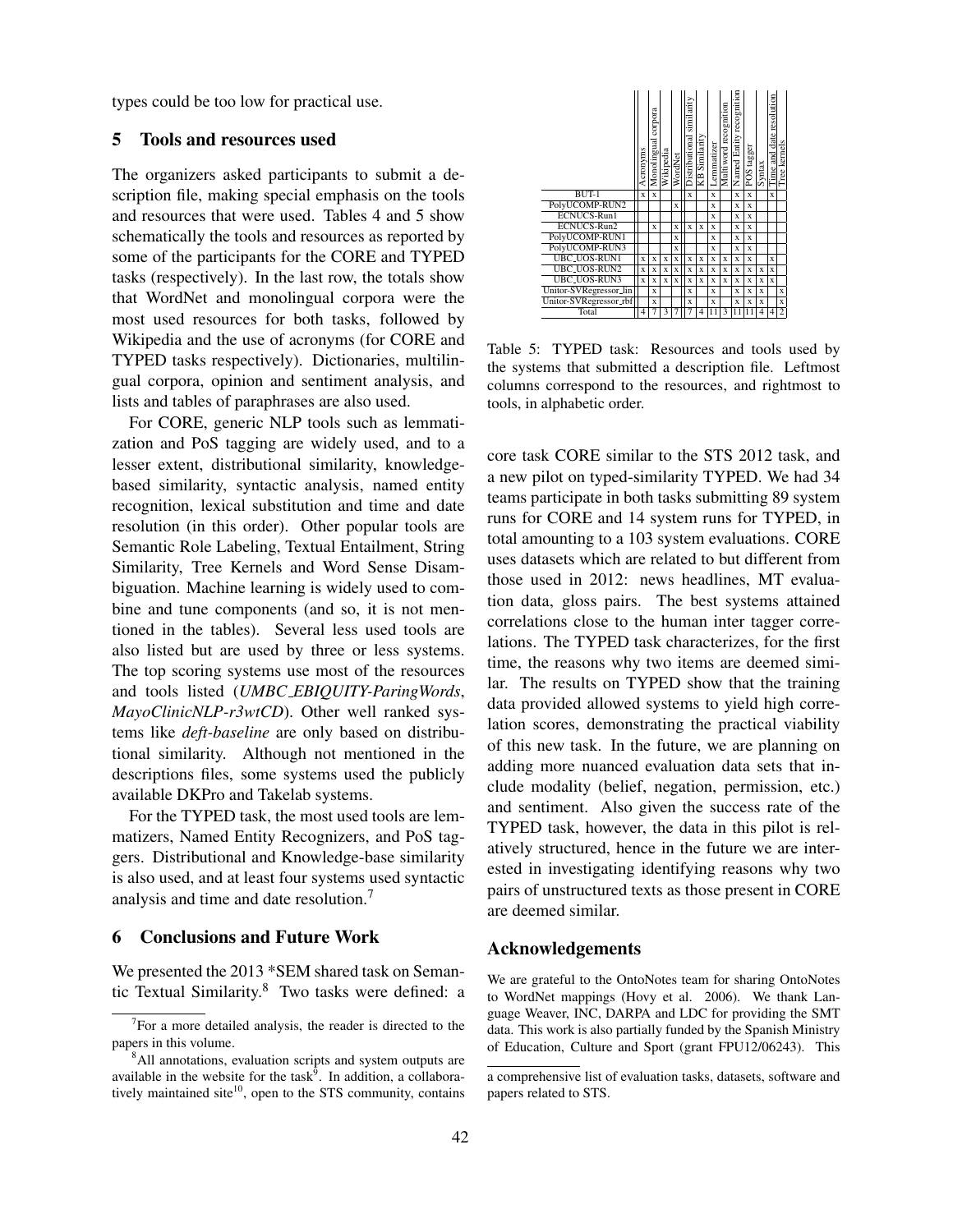types could be too low for practical use.

## 5 Tools and resources used

The organizers asked participants to submit a description file, making special emphasis on the tools and resources that were used. Tables 4 and 5 show schematically the tools and resources as reported by some of the participants for the CORE and TYPED tasks (respectively). In the last row, the totals show that WordNet and monolingual corpora were the most used resources for both tasks, followed by Wikipedia and the use of acronyms (for CORE and TYPED tasks respectively). Dictionaries, multilingual corpora, opinion and sentiment analysis, and lists and tables of paraphrases are also used.

For CORE, generic NLP tools such as lemmatization and PoS tagging are widely used, and to a lesser extent, distributional similarity, knowledge-based similarity, syntactic analysis, named entity recognition, lexical substitution and time and date resolution (in this order). Other popular tools are Semantic Role Labeling, Textual Entailment, String Similarity, Tree Kernels and Word Sense Disambiguation. Machine learning is widely used to combine and tune components (and so, it is not mentioned in the tables). Several less used tools are also listed but are used by three or less systems. The top scoring systems use most of the resources and tools listed (*UMBC_EBIQUITY-ParingWords*, *MayoClinicNLP-r3wtCD*). Other well ranked systems like *deft-baseline* are only based on distributional similarity. Although not mentioned in the descriptions files, some systems used the publicly available DKPro and Takelab systems.

For the TYPED task, the most used tools are lemmatizers, Named Entity Recognizers, and PoS taggers. Distributional and Knowledge-base similarity is also used, and at least four systems used syntactic analysis and time and date resolution.[7]

| | Acronyms | Monolingual corpora | Wikipedia | WordNet | Distributional similarity | KB Similarity | Lemmatizer | Multiword recognition | Named Entity recognition | POS tagger | Syntax | Time and date resolution | Tree kernels |
|---|---|---|---|---|---|---|---|---|---|---|---|---|---|
| BUT-1 | x | x | | | x | | x | | x | x | | x | |
| PolyUCOMP-RUN2 | | | | x | | | x | | x | x | | | |
| ECNUCS-Run1 | | | | | | | x | | x | x | | | |
| ECNUCS-Run2 | | x | | x | x | x | x | | x | x | | | |
| PolyUCOMP-RUN1 | | | | x | | | x | | x | x | | | |
| PolyUCOMP-RUN3 | | | | x | | | x | | x | x | | | |
| UBC_UOS-RUN1 | x | x | x | x | x | x | x | x | x | x | | x | |
| UBC_UOS-RUN2 | x | x | x | x | x | x | x | x | x | x | x | x | |
| UBC_UOS-RUN3 | x | x | x | x | x | x | x | x | x | x | x | x | |
| Unitor-SVRegressor_lin | | x | | | x | | x | | x | x | x | | x |
| Unitor-SVRegressor_rbf | | x | | | x | | x | | x | x | x | | x |
| Total | 4 | 7 | 3 | 7 | 7 | 4 | 11 | 3 | 11 | 11 | 4 | 4 | 2 |

Table 5: TYPED task: Resources and tools used by the systems that submitted a description file. Leftmost columns correspond to the resources, and rightmost to tools, in alphabetic order.

## 6 Conclusions and Future Work

We presented the 2013 *SEM shared task on Semantic Textual Similarity.[8] Two tasks were defined: a core task CORE similar to the STS 2012 task, and a new pilot on typed-similarity TYPED. We had 34 teams participate in both tasks submitting 89 system runs for CORE and 14 system runs for TYPED, in total amounting to a 103 system evaluations. CORE uses datasets which are related to but different from those used in 2012: news headlines, MT evaluation data, gloss pairs. The best systems attained correlations close to the human inter tagger correlations. The TYPED task characterizes, for the first time, the reasons why two items are deemed similar. The results on TYPED show that the training data provided allowed systems to yield high correlation scores, demonstrating the practical viability of this new task. In the future, we are planning on adding more nuanced evaluation data sets that include modality (belief, negation, permission, etc.) and sentiment. Also given the success rate of the TYPED task, however, the data in this pilot is relatively structured, hence in the future we are interested in investigating identifying reasons why two pairs of unstructured texts as those present in CORE are deemed similar.

## Acknowledgements

We are grateful to the OntoNotes team for sharing OntoNotes to WordNet mappings (Hovy et al. 2006). We thank Language Weaver, INC, DARPA and LDC for providing the SMT data. This work is also partially funded by the Spanish Ministry of Education, Culture and Sport (grant FPU12/06243). This

[7] For a more detailed analysis, the reader is directed to the papers in this volume.

[8] All annotations, evaluation scripts and system outputs are available in the website for the task[9]. In addition, a collaboratively maintained site[10], open to the STS community, contains a comprehensive list of evaluation tasks, datasets, software and papers related to STS.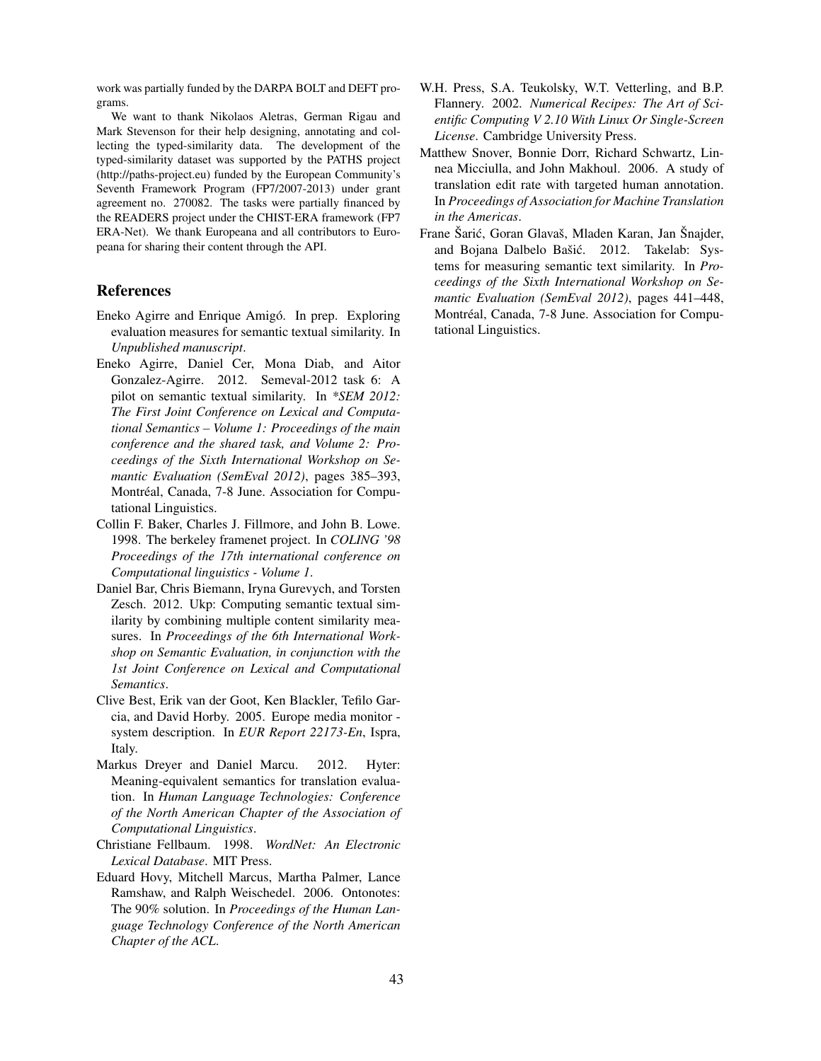work was partially funded by the DARPA BOLT and DEFT programs.

We want to thank Nikolaos Aletras, German Rigau and Mark Stevenson for their help designing, annotating and collecting the typed-similarity data. The development of the typed-similarity dataset was supported by the PATHS project (http://paths-project.eu) funded by the European Community's Seventh Framework Program (FP7/2007-2013) under grant agreement no. 270082. The tasks were partially financed by the READERS project under the CHIST-ERA framework (FP7 ERA-Net). We thank Europeana and all contributors to Europeana for sharing their content through the API.

## References

Eneko Agirre and Enrique Amigó. In prep. Exploring evaluation measures for semantic textual similarity. In *Unpublished manuscript*.

Eneko Agirre, Daniel Cer, Mona Diab, and Aitor Gonzalez-Agirre. 2012. Semeval-2012 task 6: A pilot on semantic textual similarity. In *\*SEM 2012: The First Joint Conference on Lexical and Computational Semantics – Volume 1: Proceedings of the main conference and the shared task, and Volume 2: Proceedings of the Sixth International Workshop on Semantic Evaluation (SemEval 2012)*, pages 385–393, Montréal, Canada, 7-8 June. Association for Computational Linguistics.

Collin F. Baker, Charles J. Fillmore, and John B. Lowe. 1998. The berkeley framenet project. In *COLING '98 Proceedings of the 17th international conference on Computational linguistics - Volume 1*.

Daniel Bar, Chris Biemann, Iryna Gurevych, and Torsten Zesch. 2012. Ukp: Computing semantic textual similarity by combining multiple content similarity measures. In *Proceedings of the 6th International Workshop on Semantic Evaluation, in conjunction with the 1st Joint Conference on Lexical and Computational Semantics*.

Clive Best, Erik van der Goot, Ken Blackler, Tefilo Garcia, and David Horby. 2005. Europe media monitor - system description. In *EUR Report 22173-En*, Ispra, Italy.

Markus Dreyer and Daniel Marcu. 2012. Hyter: Meaning-equivalent semantics for translation evaluation. In *Human Language Technologies: Conference of the North American Chapter of the Association of Computational Linguistics*.

Christiane Fellbaum. 1998. *WordNet: An Electronic Lexical Database*. MIT Press.

Eduard Hovy, Mitchell Marcus, Martha Palmer, Lance Ramshaw, and Ralph Weischedel. 2006. Ontonotes: The 90% solution. In *Proceedings of the Human Language Technology Conference of the North American Chapter of the ACL*.

W.H. Press, S.A. Teukolsky, W.T. Vetterling, and B.P. Flannery. 2002. *Numerical Recipes: The Art of Scientific Computing V 2.10 With Linux Or Single-Screen License*. Cambridge University Press.

Matthew Snover, Bonnie Dorr, Richard Schwartz, Linnea Micciulla, and John Makhoul. 2006. A study of translation edit rate with targeted human annotation. In *Proceedings of Association for Machine Translation in the Americas*.

Frane Šarić, Goran Glavaš, Mladen Karan, Jan Šnajder, and Bojana Dalbelo Bašić. 2012. Takelab: Systems for measuring semantic text similarity. In *Proceedings of the Sixth International Workshop on Semantic Evaluation (SemEval 2012)*, pages 441–448, Montréal, Canada, 7-8 June. Association for Computational Linguistics.